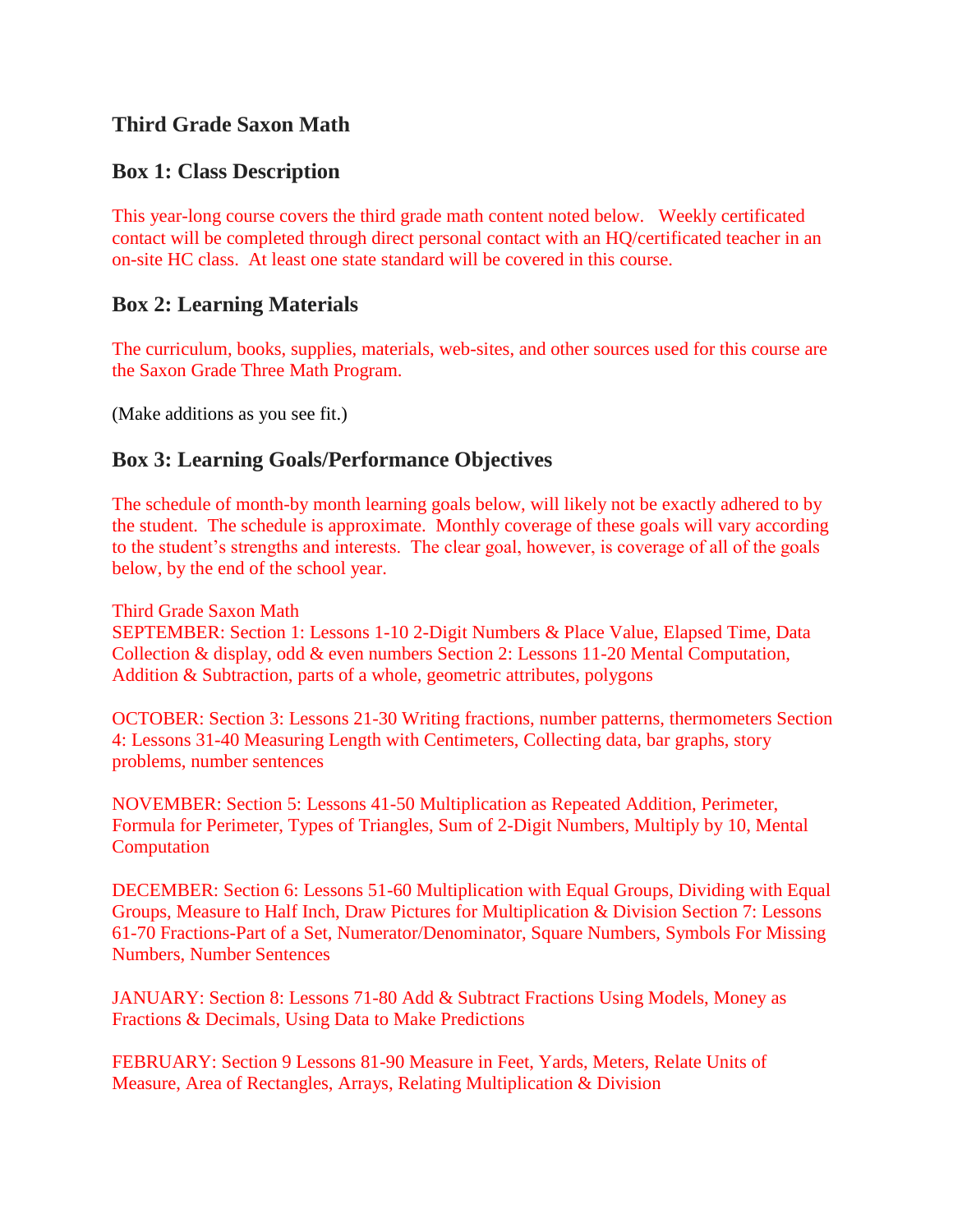## Third Grade Saxon Math

### Box 1: Class Description

This year-long course covers the third grade math content noted below. Weekly certificated contact will be completed through direct personal contact with an HQ/certificated teacher in an on-site HC class. At least one state standard will be covered in this course.

### Box 2: Learning Materials

The curriculum, books, supplies, materials, web-sites, and other sources used for this course are the Saxon Grade Three Math Program.

(Make additions as you see fit.)

### Box 3: Learning Goals/Performance Objectives

The schedule of month-by month learning goals below, will likely not be exactly adhered to by the student. The schedule is approximate. Monthly coverage of these goals will vary according to the student's strengths and interests. The clear goal, however, is coverage of all of the goals below, by the end of the school year.

Third Grade Saxon Math
SEPTEMBER: Section 1: Lessons 1-10 2-Digit Numbers & Place Value, Elapsed Time, Data Collection & display, odd & even numbers Section 2: Lessons 11-20 Mental Computation, Addition & Subtraction, parts of a whole, geometric attributes, polygons

OCTOBER: Section 3: Lessons 21-30 Writing fractions, number patterns, thermometers Section 4: Lessons 31-40 Measuring Length with Centimeters, Collecting data, bar graphs, story problems, number sentences

NOVEMBER: Section 5: Lessons 41-50 Multiplication as Repeated Addition, Perimeter, Formula for Perimeter, Types of Triangles, Sum of 2-Digit Numbers, Multiply by 10, Mental Computation

DECEMBER: Section 6: Lessons 51-60 Multiplication with Equal Groups, Dividing with Equal Groups, Measure to Half Inch, Draw Pictures for Multiplication & Division Section 7: Lessons 61-70 Fractions-Part of a Set, Numerator/Denominator, Square Numbers, Symbols For Missing Numbers, Number Sentences

JANUARY: Section 8: Lessons 71-80 Add & Subtract Fractions Using Models, Money as Fractions & Decimals, Using Data to Make Predictions

FEBRUARY: Section 9 Lessons 81-90 Measure in Feet, Yards, Meters, Relate Units of Measure, Area of Rectangles, Arrays, Relating Multiplication & Division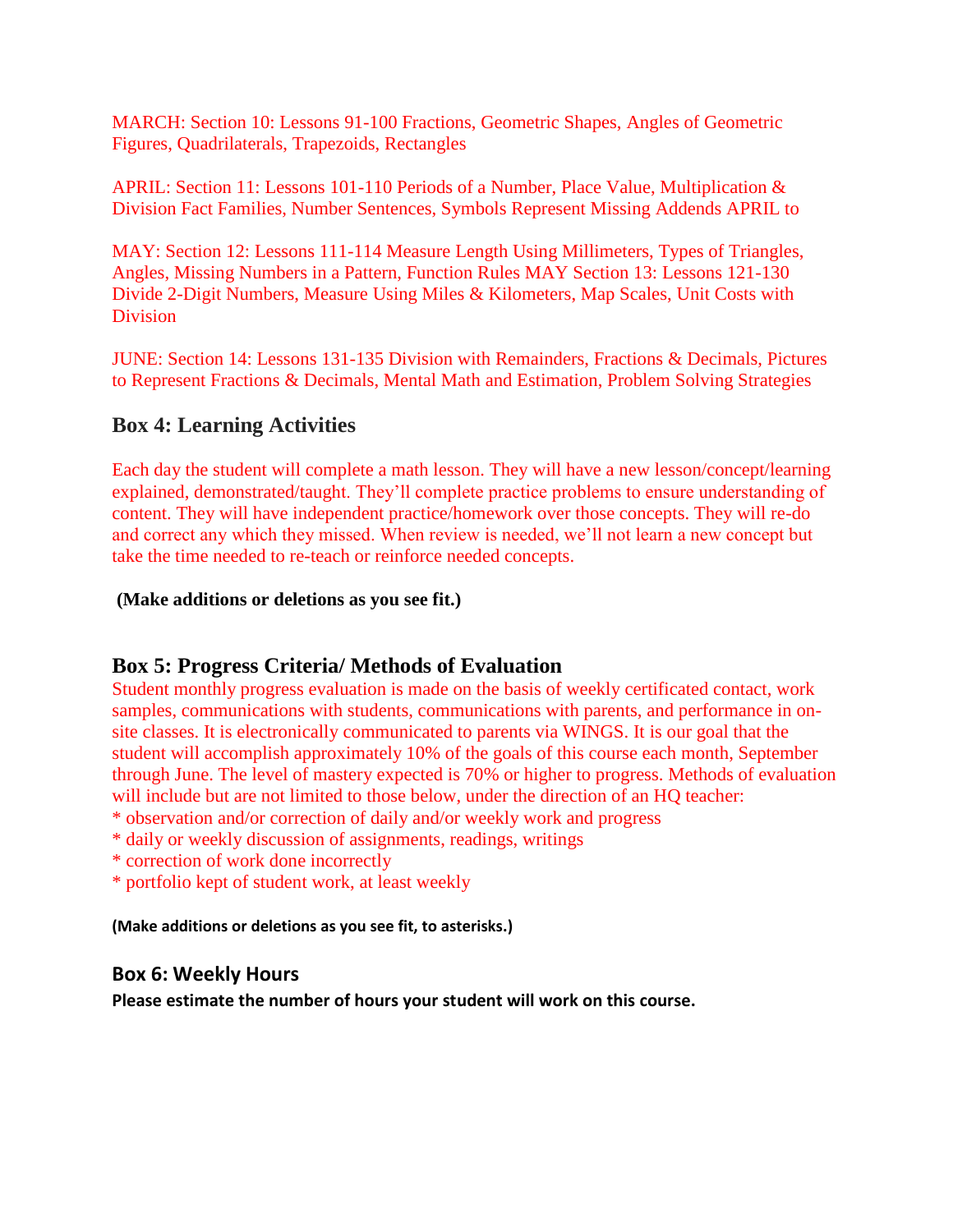MARCH: Section 10: Lessons 91-100 Fractions, Geometric Shapes, Angles of Geometric Figures, Quadrilaterals, Trapezoids, Rectangles

APRIL: Section 11: Lessons 101-110 Periods of a Number, Place Value, Multiplication & Division Fact Families, Number Sentences, Symbols Represent Missing Addends APRIL to

MAY: Section 12: Lessons 111-114 Measure Length Using Millimeters, Types of Triangles, Angles, Missing Numbers in a Pattern, Function Rules MAY Section 13: Lessons 121-130 Divide 2-Digit Numbers, Measure Using Miles & Kilometers, Map Scales, Unit Costs with Division

JUNE: Section 14: Lessons 131-135 Division with Remainders, Fractions & Decimals, Pictures to Represent Fractions & Decimals, Mental Math and Estimation, Problem Solving Strategies

## Box 4: Learning Activities

Each day the student will complete a math lesson. They will have a new lesson/concept/learning explained, demonstrated/taught. They'll complete practice problems to ensure understanding of content. They will have independent practice/homework over those concepts. They will re-do and correct any which they missed. When review is needed, we'll not learn a new concept but take the time needed to re-teach or reinforce needed concepts.

**(Make additions or deletions as you see fit.)**

## Box 5: Progress Criteria/ Methods of Evaluation

Student monthly progress evaluation is made on the basis of weekly certificated contact, work samples, communications with students, communications with parents, and performance in on-site classes. It is electronically communicated to parents via WINGS. It is our goal that the student will accomplish approximately 10% of the goals of this course each month, September through June. The level of mastery expected is 70% or higher to progress. Methods of evaluation will include but are not limited to those below, under the direction of an HQ teacher:

* observation and/or correction of daily and/or weekly work and progress
* daily or weekly discussion of assignments, readings, writings
* correction of work done incorrectly
* portfolio kept of student work, at least weekly

**(Make additions or deletions as you see fit, to asterisks.)**

## Box 6: Weekly Hours

**Please estimate the number of hours your student will work on this course.**